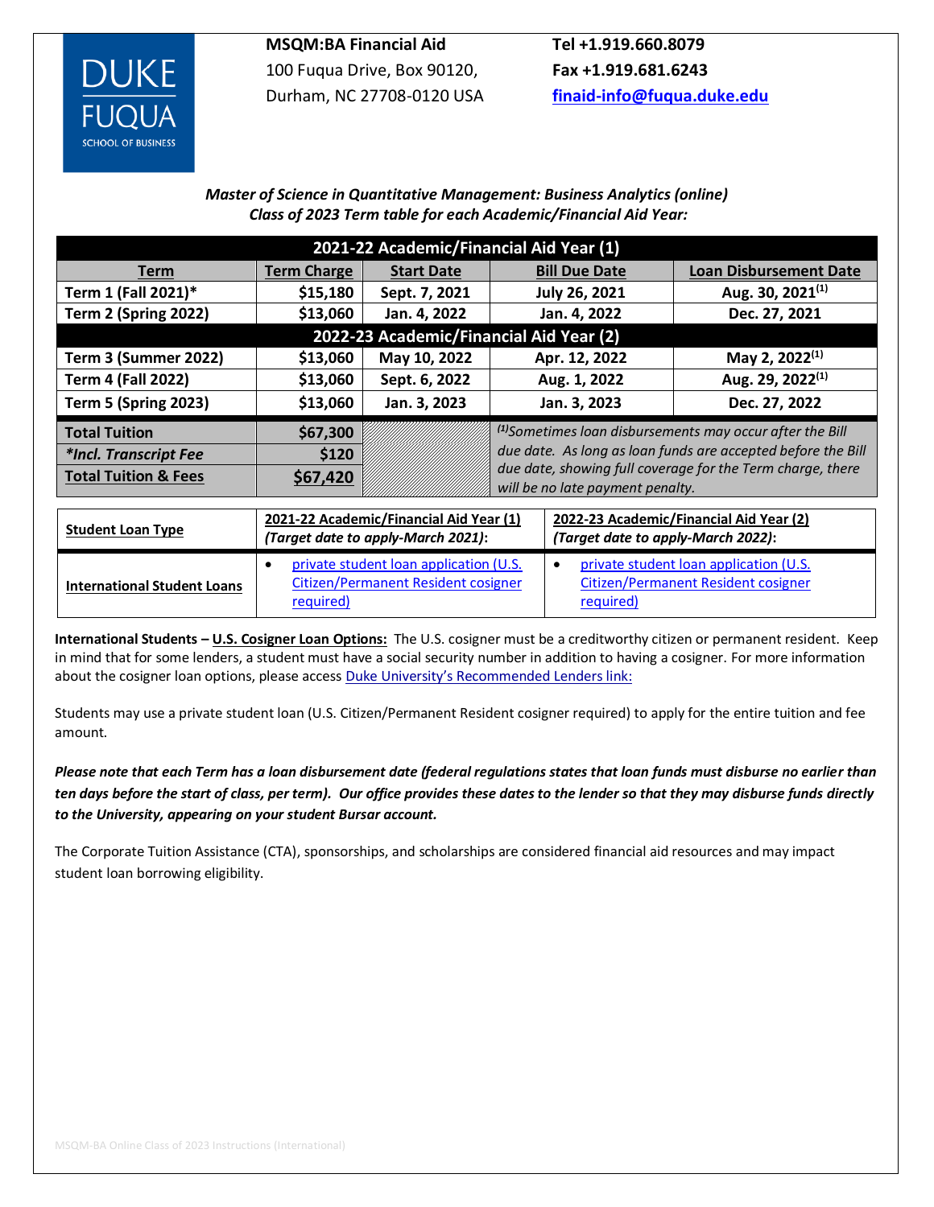DUKE FUQUA SCHOOL OF BUSINESS

**MSQM:BA Financial Aid**
100 Fuqua Drive, Box 90120,
Durham, NC 27708-0120 USA

**Tel +1.919.660.8079**
**Fax +1.919.681.6243**
**finaid-info@fuqua.duke.edu**

***Master of Science in Quantitative Management: Business Analytics (online)***
***Class of 2023 Term table for each Academic/Financial Aid Year:***

| Term | Term Charge | Start Date | Bill Due Date | Loan Disbursement Date |
|---|---|---|---|---|
| **2021-22 Academic/Financial Aid Year (1)** | | | | |
| Term 1 (Fall 2021)* | $15,180 | Sept. 7, 2021 | July 26, 2021 | Aug. 30, 2021[1] |
| Term 2 (Spring 2022) | $13,060 | Jan. 4, 2022 | Jan. 4, 2022 | Dec. 27, 2021 |
| **2022-23 Academic/Financial Aid Year (2)** | | | | |
| Term 3 (Summer 2022) | $13,060 | May 10, 2022 | Apr. 12, 2022 | May 2, 2022[1] |
| Term 4 (Fall 2022) | $13,060 | Sept. 6, 2022 | Aug. 1, 2022 | Aug. 29, 2022[1] |
| Term 5 (Spring 2023) | $13,060 | Jan. 3, 2023 | Jan. 3, 2023 | Dec. 27, 2022 |
| **Total Tuition** | $67,300 | | *[1]Sometimes loan disbursements may occur after the Bill due date. As long as loan funds are accepted before the Bill due date, showing full coverage for the Term charge, there will be no late payment penalty.* | |
| ***\*Incl. Transcript Fee*** | $120 | | | |
| **Total Tuition & Fees** | **$67,420** | | | |

| Student Loan Type | 2021-22 Academic/Financial Aid Year (1) (Target date to apply-March 2021): | 2022-23 Academic/Financial Aid Year (2) (Target date to apply-March 2022): |
|---|---|---|
| **International Student Loans** | • private student loan application (U.S. Citizen/Permanent Resident cosigner required) | • private student loan application (U.S. Citizen/Permanent Resident cosigner required) |

**International Students – U.S. Cosigner Loan Options:** The U.S. cosigner must be a creditworthy citizen or permanent resident. Keep in mind that for some lenders, a student must have a social security number in addition to having a cosigner. For more information about the cosigner loan options, please access Duke University's Recommended Lenders link:

Students may use a private student loan (U.S. Citizen/Permanent Resident cosigner required) to apply for the entire tuition and fee amount.

***Please note that each Term has a loan disbursement date (federal regulations states that loan funds must disburse no earlier than ten days before the start of class, per term). Our office provides these dates to the lender so that they may disburse funds directly to the University, appearing on your student Bursar account.***

The Corporate Tuition Assistance (CTA), sponsorships, and scholarships are considered financial aid resources and may impact student loan borrowing eligibility.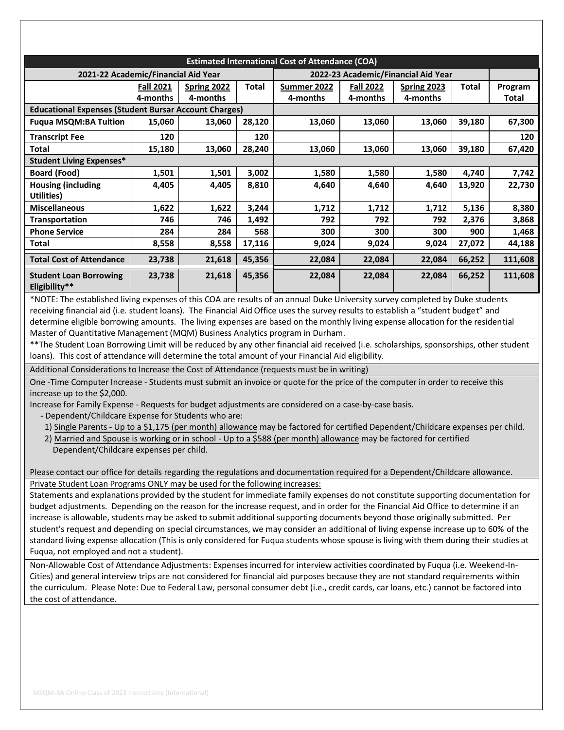| Estimated International Cost of Attendance (COA) | | | | | | | | |
|---|---|---|---|---|---|---|---|---|
| 2021-22 Academic/Financial Aid Year | | | | 2022-23 Academic/Financial Aid Year | | | | |
| | Fall 2021 4-months | Spring 2022 4-months | Total | Summer 2022 4-months | Fall 2022 4-months | Spring 2023 4-months | Total | Program Total |
| **Educational Expenses (Student Bursar Account Charges)** | | | | | | | | |
| **Fuqua MSQM:BA Tuition** | 15,060 | 13,060 | 28,120 | 13,060 | 13,060 | 13,060 | 39,180 | 67,300 |
| **Transcript Fee** | 120 | | 120 | | | | | 120 |
| **Total** | 15,180 | 13,060 | 28,240 | 13,060 | 13,060 | 13,060 | 39,180 | 67,420 |
| **Student Living Expenses*** | | | | | | | | |
| **Board (Food)** | 1,501 | 1,501 | 3,002 | 1,580 | 1,580 | 1,580 | 4,740 | 7,742 |
| **Housing (including Utilities)** | 4,405 | 4,405 | 8,810 | 4,640 | 4,640 | 4,640 | 13,920 | 22,730 |
| **Miscellaneous** | 1,622 | 1,622 | 3,244 | 1,712 | 1,712 | 1,712 | 5,136 | 8,380 |
| **Transportation** | 746 | 746 | 1,492 | 792 | 792 | 792 | 2,376 | 3,868 |
| **Phone Service** | 284 | 284 | 568 | 300 | 300 | 300 | 900 | 1,468 |
| **Total** | 8,558 | 8,558 | 17,116 | 9,024 | 9,024 | 9,024 | 27,072 | 44,188 |
| **Total Cost of Attendance** | 23,738 | 21,618 | 45,356 | 22,084 | 22,084 | 22,084 | 66,252 | 111,608 |
| **Student Loan Borrowing Eligibility**** | 23,738 | 21,618 | 45,356 | 22,084 | 22,084 | 22,084 | 66,252 | 111,608 |

*NOTE: The established living expenses of this COA are results of an annual Duke University survey completed by Duke students receiving financial aid (i.e. student loans). The Financial Aid Office uses the survey results to establish a "student budget" and determine eligible borrowing amounts. The living expenses are based on the monthly living expense allocation for the residential Master of Quantitative Management (MQM) Business Analytics program in Durham.

**The Student Loan Borrowing Limit will be reduced by any other financial aid received (i.e. scholarships, sponsorships, other student loans). This cost of attendance will determine the total amount of your Financial Aid eligibility.

<u>Additional Considerations to Increase the Cost of Attendance (requests must be in writing)</u>

One -Time Computer Increase - Students must submit an invoice or quote for the price of the computer in order to receive this increase up to the $2,000.

Increase for Family Expense - Requests for budget adjustments are considered on a case-by-case basis.

- Dependent/Childcare Expense for Students who are:
  1) <u>Single Parents - Up to a $1,175 (per month) allowance</u> may be factored for certified Dependent/Childcare expenses per child.
  2) <u>Married and Spouse is working or in school - Up to a $588 (per month) allowance</u> may be factored for certified Dependent/Childcare expenses per child.

Please contact our office for details regarding the regulations and documentation required for a Dependent/Childcare allowance.

<u>Private Student Loan Programs ONLY may be used for the following increases:</u>

Statements and explanations provided by the student for immediate family expenses do not constitute supporting documentation for budget adjustments. Depending on the reason for the increase request, and in order for the Financial Aid Office to determine if an increase is allowable, students may be asked to submit additional supporting documents beyond those originally submitted. Per student's request and depending on special circumstances, we may consider an additional of living expense increase up to 60% of the standard living expense allocation (This is only considered for Fuqua students whose spouse is living with them during their studies at Fuqua, not employed and not a student).

Non-Allowable Cost of Attendance Adjustments: Expenses incurred for interview activities coordinated by Fuqua (i.e. Weekend-In-Cities) and general interview trips are not considered for financial aid purposes because they are not standard requirements within the curriculum. Please Note: Due to Federal Law, personal consumer debt (i.e., credit cards, car loans, etc.) cannot be factored into the cost of attendance.